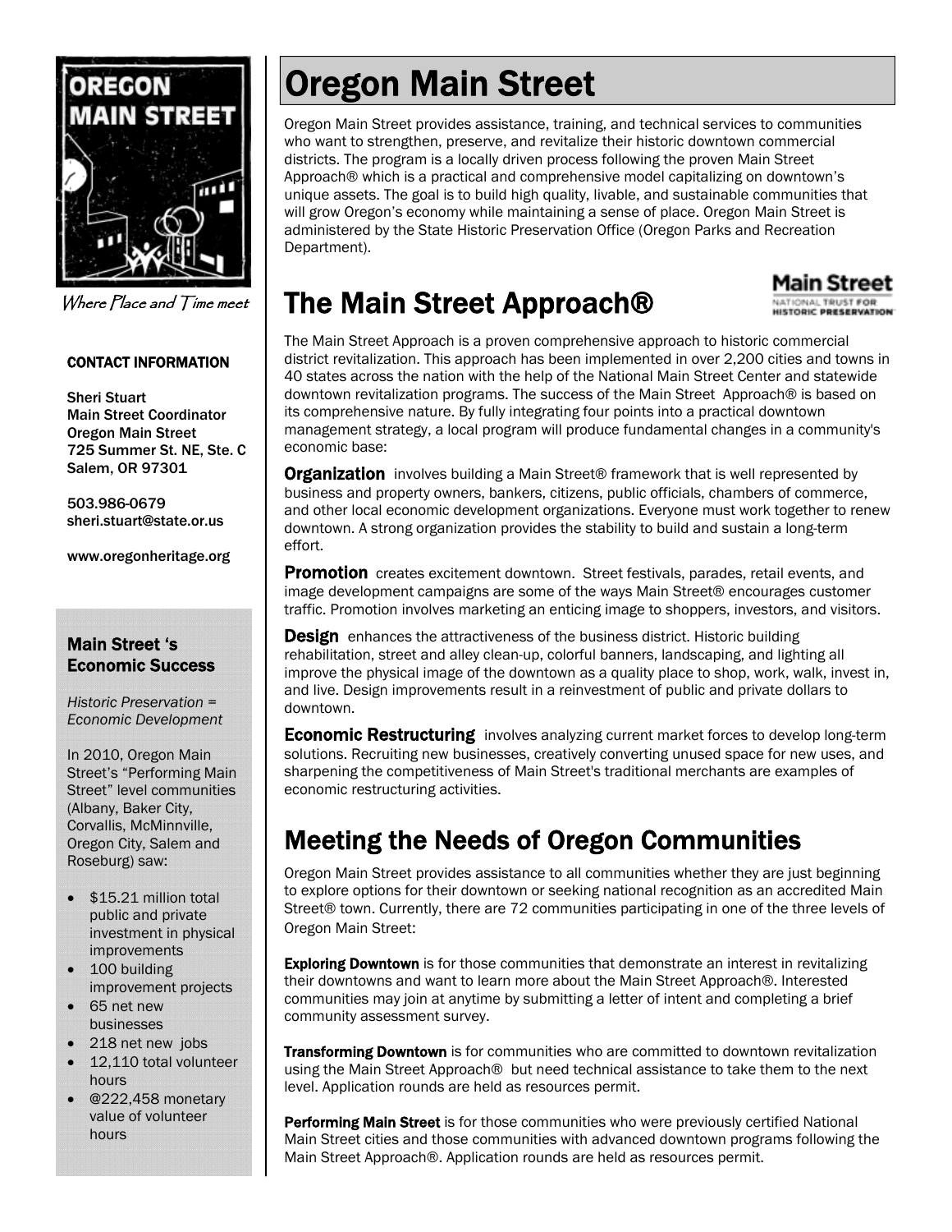# Oregon Main Street

Oregon Main Street provides assistance, training, and technical services to communities who want to strengthen, preserve, and revitalize their historic downtown commercial districts. The program is a locally driven process following the proven Main Street Approach® which is a practical and comprehensive model capitalizing on downtown's unique assets. The goal is to build high quality, livable, and sustainable communities that will grow Oregon's economy while maintaining a sense of place. Oregon Main Street is administered by the State Historic Preservation Office (Oregon Parks and Recreation Department).

## The Main Street Approach®

The Main Street Approach is a proven comprehensive approach to historic commercial district revitalization. This approach has been implemented in over 2,200 cities and towns in 40 states across the nation with the help of the National Main Street Center and statewide downtown revitalization programs. The success of the Main Street Approach® is based on its comprehensive nature. By fully integrating four points into a practical downtown management strategy, a local program will produce fundamental changes in a community's economic base:

**Organization** involves building a Main Street® framework that is well represented by business and property owners, bankers, citizens, public officials, chambers of commerce, and other local economic development organizations. Everyone must work together to renew downtown. A strong organization provides the stability to build and sustain a long-term effort.

**Promotion** creates excitement downtown. Street festivals, parades, retail events, and image development campaigns are some of the ways Main Street® encourages customer traffic. Promotion involves marketing an enticing image to shoppers, investors, and visitors.

**Design** enhances the attractiveness of the business district. Historic building rehabilitation, street and alley clean-up, colorful banners, landscaping, and lighting all improve the physical image of the downtown as a quality place to shop, work, walk, invest in, and live. Design improvements result in a reinvestment of public and private dollars to downtown.

**Economic Restructuring** involves analyzing current market forces to develop long-term solutions. Recruiting new businesses, creatively converting unused space for new uses, and sharpening the competitiveness of Main Street's traditional merchants are examples of economic restructuring activities.

## Meeting the Needs of Oregon Communities

Oregon Main Street provides assistance to all communities whether they are just beginning to explore options for their downtown or seeking national recognition as an accredited Main Street® town. Currently, there are 72 communities participating in one of the three levels of Oregon Main Street:

**Exploring Downtown** is for those communities that demonstrate an interest in revitalizing their downtowns and want to learn more about the Main Street Approach®. Interested communities may join at anytime by submitting a letter of intent and completing a brief community assessment survey.

**Transforming Downtown** is for communities who are committed to downtown revitalization using the Main Street Approach® but need technical assistance to take them to the next level. Application rounds are held as resources permit.

**Performing Main Street** is for those communities who were previously certified National Main Street cities and those communities with advanced downtown programs following the Main Street Approach®. Application rounds are held as resources permit.

*Where Place and Time meet*

**CONTACT INFORMATION**

Sheri Stuart
Main Street Coordinator
Oregon Main Street
725 Summer St. NE, Ste. C
Salem, OR 97301

503.986-0679
sheri.stuart@state.or.us

www.oregonheritage.org

### Main Street 's Economic Success

*Historic Preservation = Economic Development*

In 2010, Oregon Main Street's "Performing Main Street" level communities (Albany, Baker City, Corvallis, McMinnville, Oregon City, Salem and Roseburg) saw:

- $15.21 million total public and private investment in physical improvements
- 100 building improvement projects
- 65 net new businesses
- 218 net new jobs
- 12,110 total volunteer hours
- @222,458 monetary value of volunteer hours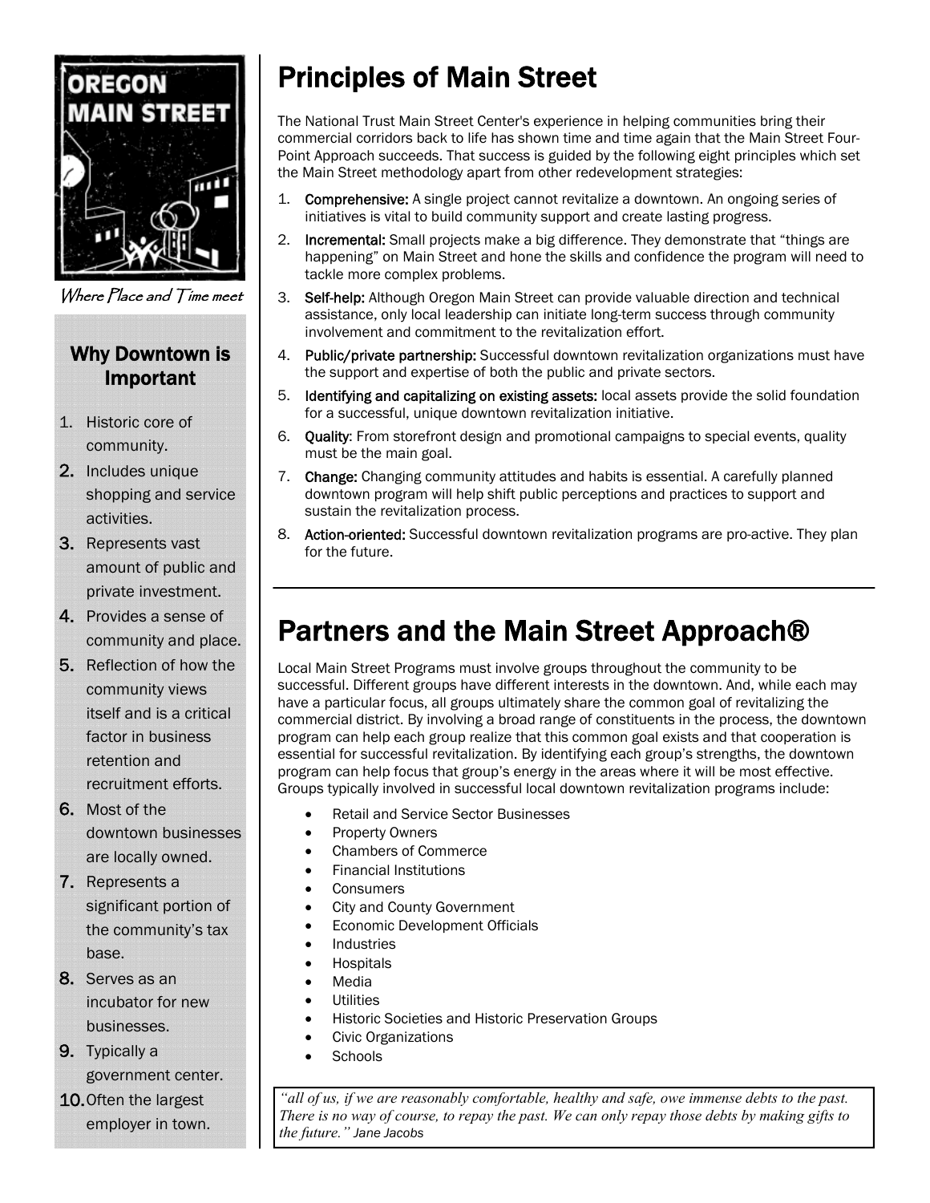OREGON MAIN STREET

*Where Place and Time meet*

## Why Downtown is Important

1. Historic core of community.
2. Includes unique shopping and service activities.
3. Represents vast amount of public and private investment.
4. Provides a sense of community and place.
5. Reflection of how the community views itself and is a critical factor in business retention and recruitment efforts.
6. Most of the downtown businesses are locally owned.
7. Represents a significant portion of the community's tax base.
8. Serves as an incubator for new businesses.
9. Typically a government center.
10. Often the largest employer in town.

# Principles of Main Street

The National Trust Main Street Center's experience in helping communities bring their commercial corridors back to life has shown time and time again that the Main Street Four-Point Approach succeeds. That success is guided by the following eight principles which set the Main Street methodology apart from other redevelopment strategies:

1. **Comprehensive:** A single project cannot revitalize a downtown. An ongoing series of initiatives is vital to build community support and create lasting progress.
2. **Incremental:** Small projects make a big difference. They demonstrate that "things are happening" on Main Street and hone the skills and confidence the program will need to tackle more complex problems.
3. **Self-help:** Although Oregon Main Street can provide valuable direction and technical assistance, only local leadership can initiate long-term success through community involvement and commitment to the revitalization effort.
4. **Public/private partnership:** Successful downtown revitalization organizations must have the support and expertise of both the public and private sectors.
5. **Identifying and capitalizing on existing assets:** local assets provide the solid foundation for a successful, unique downtown revitalization initiative.
6. **Quality:** From storefront design and promotional campaigns to special events, quality must be the main goal.
7. **Change:** Changing community attitudes and habits is essential. A carefully planned downtown program will help shift public perceptions and practices to support and sustain the revitalization process.
8. **Action-oriented:** Successful downtown revitalization programs are pro-active. They plan for the future.

# Partners and the Main Street Approach®

Local Main Street Programs must involve groups throughout the community to be successful. Different groups have different interests in the downtown. And, while each may have a particular focus, all groups ultimately share the common goal of revitalizing the commercial district. By involving a broad range of constituents in the process, the downtown program can help each group realize that this common goal exists and that cooperation is essential for successful revitalization. By identifying each group's strengths, the downtown program can help focus that group's energy in the areas where it will be most effective. Groups typically involved in successful local downtown revitalization programs include:

- Retail and Service Sector Businesses
- Property Owners
- Chambers of Commerce
- Financial Institutions
- Consumers
- City and County Government
- Economic Development Officials
- Industries
- Hospitals
- Media
- Utilities
- Historic Societies and Historic Preservation Groups
- Civic Organizations
- Schools

*"all of us, if we are reasonably comfortable, healthy and safe, owe immense debts to the past. There is no way of course, to repay the past. We can only repay those debts by making gifts to the future."* Jane Jacobs